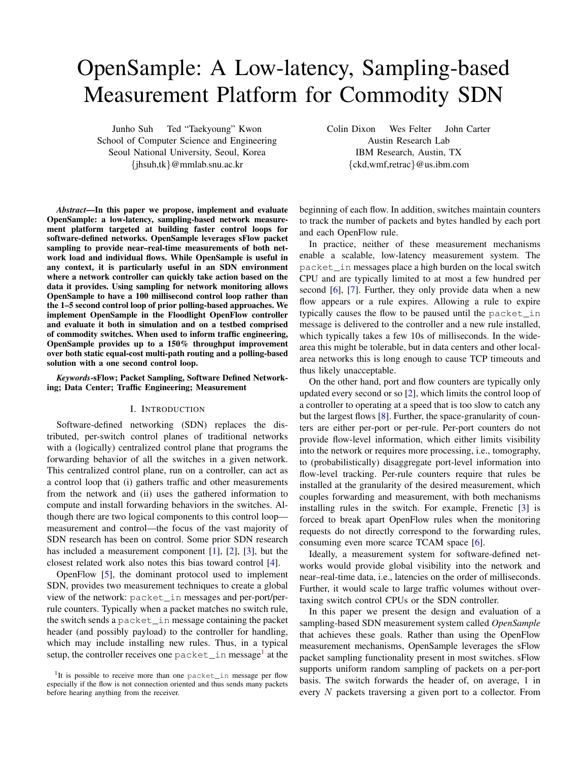# OpenSample: A Low-latency, Sampling-based Measurement Platform for Commodity SDN

Junho Suh  Ted "Taekyoung" Kwon
School of Computer Science and Engineering
Seoul National University, Seoul, Korea
{jhsuh,tk}@mmlab.snu.ac.kr

Colin Dixon  Wes Felter  John Carter
Austin Research Lab
IBM Research, Austin, TX
{ckd,wmf,retrac}@us.ibm.com

***Abstract*—In this paper we propose, implement and evaluate OpenSample: a low-latency, sampling-based network measurement platform targeted at building faster control loops for software-defined networks. OpenSample leverages sFlow packet sampling to provide near–real-time measurements of both network load and individual flows. While OpenSample is useful in any context, it is particularly useful in an SDN environment where a network controller can quickly take action based on the data it provides. Using sampling for network monitoring allows OpenSample to have a 100 millisecond control loop rather than the 1–5 second control loop of prior polling-based approaches. We implement OpenSample in the Floodlight OpenFlow controller and evaluate it both in simulation and on a testbed comprised of commodity switches. When used to inform traffic engineering, OpenSample provides up to a 150% throughput improvement over both static equal-cost multi-path routing and a polling-based solution with a one second control loop.**

***Keywords*-sFlow; Packet Sampling, Software Defined Networking; Data Center; Traffic Engineering; Measurement**

## I. Introduction

Software-defined networking (SDN) replaces the distributed, per-switch control planes of traditional networks with a (logically) centralized control plane that programs the forwarding behavior of all the switches in a given network. This centralized control plane, run on a controller, can act as a control loop that (i) gathers traffic and other measurements from the network and (ii) uses the gathered information to compute and install forwarding behaviors in the switches. Although there are two logical components to this control loop—measurement and control—the focus of the vast majority of SDN research has been on control. Some prior SDN research has included a measurement component [1], [2], [3], but the closest related work also notes this bias toward control [4].

OpenFlow [5], the dominant protocol used to implement SDN, provides two measurement techniques to create a global view of the network: `packet_in` messages and per-port/per-rule counters. Typically when a packet matches no switch rule, the switch sends a `packet_in` message containing the packet header (and possibly payload) to the controller for handling, which may include installing new rules. Thus, in a typical setup, the controller receives one `packet_in` message[1] at the beginning of each flow. In addition, switches maintain counters to track the number of packets and bytes handled by each port and each OpenFlow rule.

In practice, neither of these measurement mechanisms enable a scalable, low-latency measurement system. The `packet_in` messages place a high burden on the local switch CPU and are typically limited to at most a few hundred per second [6], [7]. Further, they only provide data when a new flow appears or a rule expires. Allowing a rule to expire typically causes the flow to be paused until the `packet_in` message is delivered to the controller and a new rule installed, which typically takes a few 10s of milliseconds. In the wide-area this might be tolerable, but in data centers and other local-area networks this is long enough to cause TCP timeouts and thus likely unacceptable.

On the other hand, port and flow counters are typically only updated every second or so [2], which limits the control loop of a controller to operating at a speed that is too slow to catch any but the largest flows [8]. Further, the space-granularity of counters are either per-port or per-rule. Per-port counters do not provide flow-level information, which either limits visibility into the network or requires more processing, i.e., tomography, to (probabilistically) disaggregate port-level information into flow-level tracking. Per-rule counters require that rules be installed at the granularity of the desired measurement, which couples forwarding and measurement, with both mechanisms installing rules in the switch. For example, Frenetic [3] is forced to break apart OpenFlow rules when the monitoring requests do not directly correspond to the forwarding rules, consuming even more scarce TCAM space [6].

Ideally, a measurement system for software-defined networks would provide global visibility into the network and near–real-time data, i.e., latencies on the order of milliseconds. Further, it would scale to large traffic volumes without overtaxing switch control CPUs or the SDN controller.

In this paper we present the design and evaluation of a sampling-based SDN measurement system called *OpenSample* that achieves these goals. Rather than using the OpenFlow measurement mechanisms, OpenSample leverages the sFlow packet sampling functionality present in most switches. sFlow supports uniform random sampling of packets on a per-port basis. The switch forwards the header of, on average, 1 in every $N$ packets traversing a given port to a collector. From

[1] It is possible to receive more than one `packet_in` message per flow especially if the flow is not connection oriented and thus sends many packets before hearing anything from the receiver.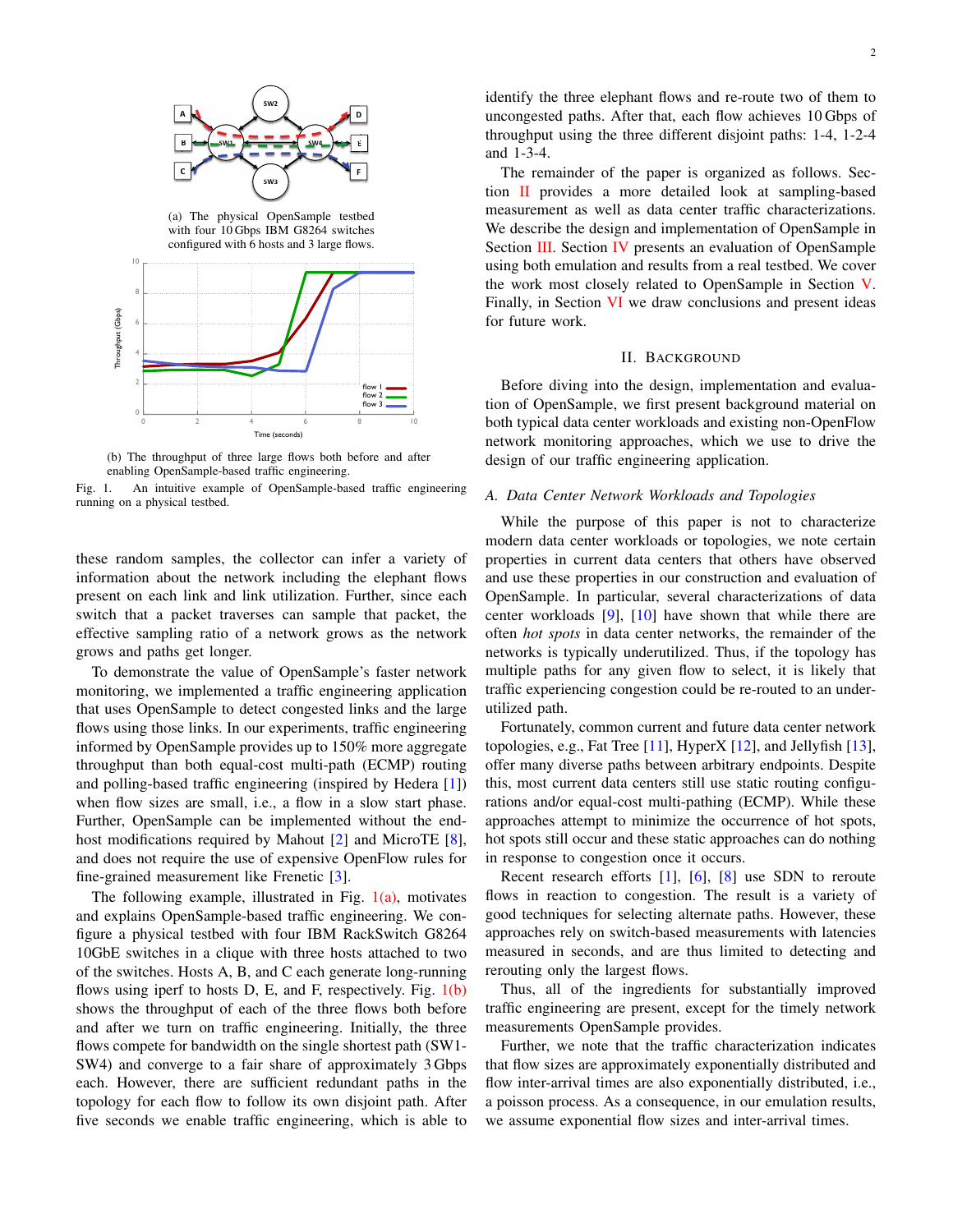(a) The physical OpenSample testbed with four 10 Gbps IBM G8264 switches configured with 6 hosts and 3 large flows.

(b) The throughput of three large flows both before and after enabling OpenSample-based traffic engineering.

Fig. 1. An intuitive example of OpenSample-based traffic engineering running on a physical testbed.

these random samples, the collector can infer a variety of information about the network including the elephant flows present on each link and link utilization. Further, since each switch that a packet traverses can sample that packet, the effective sampling ratio of a network grows as the network grows and paths get longer.

To demonstrate the value of OpenSample's faster network monitoring, we implemented a traffic engineering application that uses OpenSample to detect congested links and the large flows using those links. In our experiments, traffic engineering informed by OpenSample provides up to 150% more aggregate throughput than both equal-cost multi-path (ECMP) routing and polling-based traffic engineering (inspired by Hedera [1]) when flow sizes are small, i.e., a flow in a slow start phase. Further, OpenSample can be implemented without the end-host modifications required by Mahout [2] and MicroTE [8], and does not require the use of expensive OpenFlow rules for fine-grained measurement like Frenetic [3].

The following example, illustrated in Fig. 1(a), motivates and explains OpenSample-based traffic engineering. We configure a physical testbed with four IBM RackSwitch G8264 10GbE switches in a clique with three hosts attached to two of the switches. Hosts A, B, and C each generate long-running flows using iperf to hosts D, E, and F, respectively. Fig. 1(b) shows the throughput of each of the three flows both before and after we turn on traffic engineering. Initially, the three flows compete for bandwidth on the single shortest path (SW1-SW4) and converge to a fair share of approximately 3 Gbps each. However, there are sufficient redundant paths in the topology for each flow to follow its own disjoint path. After five seconds we enable traffic engineering, which is able to identify the three elephant flows and re-route two of them to uncongested paths. After that, each flow achieves 10 Gbps of throughput using the three different disjoint paths: 1-4, 1-2-4 and 1-3-4.

The remainder of the paper is organized as follows. Section II provides a more detailed look at sampling-based measurement as well as data center traffic characterizations. We describe the design and implementation of OpenSample in Section III. Section IV presents an evaluation of OpenSample using both emulation and results from a real testbed. We cover the work most closely related to OpenSample in Section V. Finally, in Section VI we draw conclusions and present ideas for future work.

## II. Background

Before diving into the design, implementation and evaluation of OpenSample, we first present background material on both typical data center workloads and existing non-OpenFlow network monitoring approaches, which we use to drive the design of our traffic engineering application.

### A. Data Center Network Workloads and Topologies

While the purpose of this paper is not to characterize modern data center workloads or topologies, we note certain properties in current data centers that others have observed and use these properties in our construction and evaluation of OpenSample. In particular, several characterizations of data center workloads [9], [10] have shown that while there are often *hot spots* in data center networks, the remainder of the networks is typically underutilized. Thus, if the topology has multiple paths for any given flow to select, it is likely that traffic experiencing congestion could be re-routed to an under-utilized path.

Fortunately, common current and future data center network topologies, e.g., Fat Tree [11], HyperX [12], and Jellyfish [13], offer many diverse paths between arbitrary endpoints. Despite this, most current data centers still use static routing configurations and/or equal-cost multi-pathing (ECMP). While these approaches attempt to minimize the occurrence of hot spots, hot spots still occur and these static approaches can do nothing in response to congestion once it occurs.

Recent research efforts [1], [6], [8] use SDN to reroute flows in reaction to congestion. The result is a variety of good techniques for selecting alternate paths. However, these approaches rely on switch-based measurements with latencies measured in seconds, and are thus limited to detecting and rerouting only the largest flows.

Thus, all of the ingredients for substantially improved traffic engineering are present, except for the timely network measurements OpenSample provides.

Further, we note that the traffic characterization indicates that flow sizes are approximately exponentially distributed and flow inter-arrival times are also exponentially distributed, i.e., a poisson process. As a consequence, in our emulation results, we assume exponential flow sizes and inter-arrival times.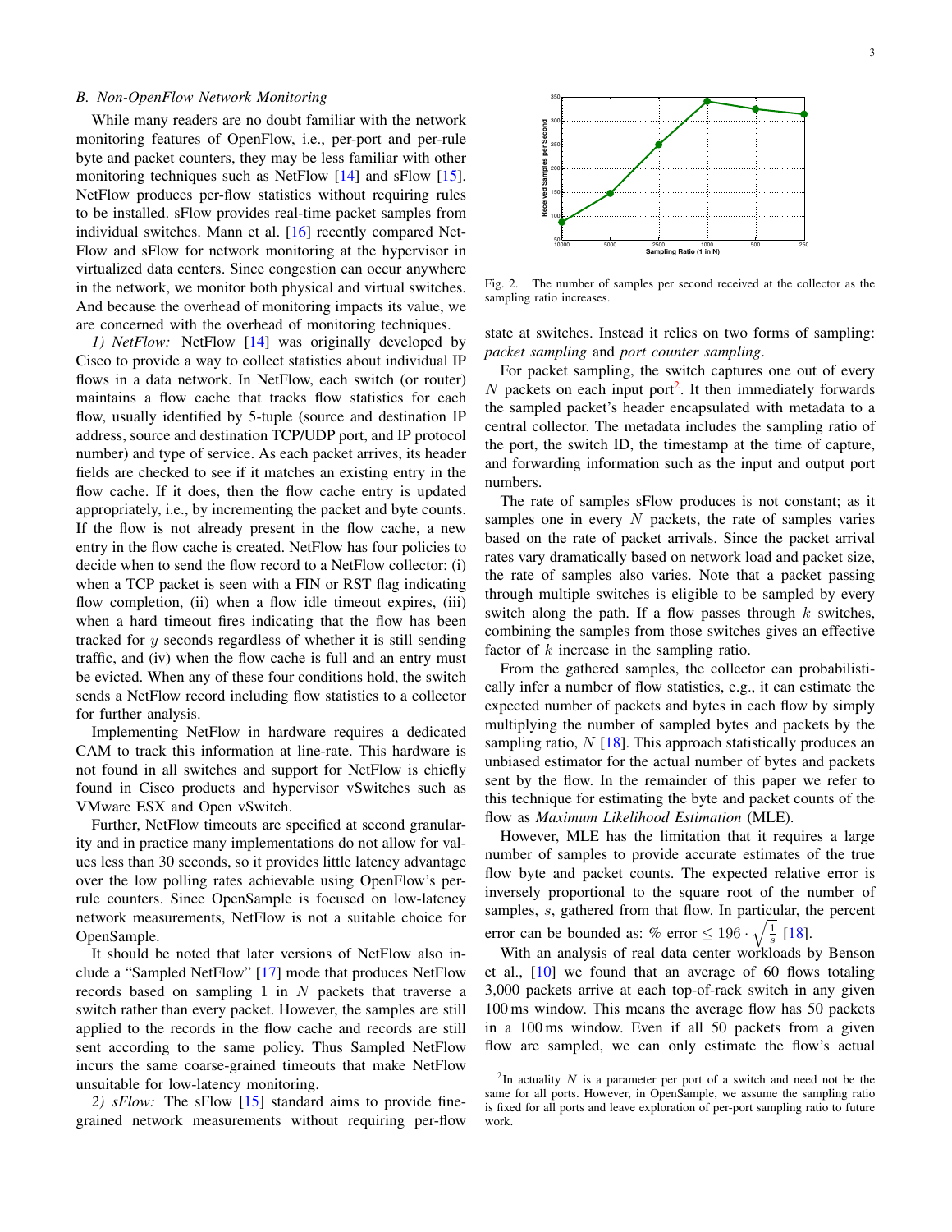### B. Non-OpenFlow Network Monitoring

While many readers are no doubt familiar with the network monitoring features of OpenFlow, i.e., per-port and per-rule byte and packet counters, they may be less familiar with other monitoring techniques such as NetFlow [14] and sFlow [15]. NetFlow produces per-flow statistics without requiring rules to be installed. sFlow provides real-time packet samples from individual switches. Mann et al. [16] recently compared NetFlow and sFlow for network monitoring at the hypervisor in virtualized data centers. Since congestion can occur anywhere in the network, we monitor both physical and virtual switches. And because the overhead of monitoring impacts its value, we are concerned with the overhead of monitoring techniques.

*1) NetFlow:* NetFlow [14] was originally developed by Cisco to provide a way to collect statistics about individual IP flows in a data network. In NetFlow, each switch (or router) maintains a flow cache that tracks flow statistics for each flow, usually identified by 5-tuple (source and destination IP address, source and destination TCP/UDP port, and IP protocol number) and type of service. As each packet arrives, its header fields are checked to see if it matches an existing entry in the flow cache. If it does, then the flow cache entry is updated appropriately, i.e., by incrementing the packet and byte counts. If the flow is not already present in the flow cache, a new entry in the flow cache is created. NetFlow has four policies to decide when to send the flow record to a NetFlow collector: (i) when a TCP packet is seen with a FIN or RST flag indicating flow completion, (ii) when a flow idle timeout expires, (iii) when a hard timeout fires indicating that the flow has been tracked for $y$ seconds regardless of whether it is still sending traffic, and (iv) when the flow cache is full and an entry must be evicted. When any of these four conditions hold, the switch sends a NetFlow record including flow statistics to a collector for further analysis.

Implementing NetFlow in hardware requires a dedicated CAM to track this information at line-rate. This hardware is not found in all switches and support for NetFlow is chiefly found in Cisco products and hypervisor vSwitches such as VMware ESX and Open vSwitch.

Further, NetFlow timeouts are specified at second granularity and in practice many implementations do not allow for values less than 30 seconds, so it provides little latency advantage over the low polling rates achievable using OpenFlow's per-rule counters. Since OpenSample is focused on low-latency network measurements, NetFlow is not a suitable choice for OpenSample.

It should be noted that later versions of NetFlow also include a "Sampled NetFlow" [17] mode that produces NetFlow records based on sampling 1 in $N$ packets that traverse a switch rather than every packet. However, the samples are still applied to the records in the flow cache and records are still sent according to the same policy. Thus Sampled NetFlow incurs the same coarse-grained timeouts that make NetFlow unsuitable for low-latency monitoring.

*2) sFlow:* The sFlow [15] standard aims to provide fine-grained network measurements without requiring per-flow state at switches. Instead it relies on two forms of sampling: *packet sampling* and *port counter sampling*.

Fig. 2. The number of samples per second received at the collector as the sampling ratio increases.

For packet sampling, the switch captures one out of every $N$ packets on each input port[2]. It then immediately forwards the sampled packet's header encapsulated with metadata to a central collector. The metadata includes the sampling ratio of the port, the switch ID, the timestamp at the time of capture, and forwarding information such as the input and output port numbers.

The rate of samples sFlow produces is not constant; as it samples one in every $N$ packets, the rate of samples varies based on the rate of packet arrivals. Since the packet arrival rates vary dramatically based on network load and packet size, the rate of samples also varies. Note that a packet passing through multiple switches is eligible to be sampled by every switch along the path. If a flow passes through $k$ switches, combining the samples from those switches gives an effective factor of $k$ increase in the sampling ratio.

From the gathered samples, the collector can probabilistically infer a number of flow statistics, e.g., it can estimate the expected number of packets and bytes in each flow by simply multiplying the number of sampled bytes and packets by the sampling ratio, $N$ [18]. This approach statistically produces an unbiased estimator for the actual number of bytes and packets sent by the flow. In the remainder of this paper we refer to this technique for estimating the byte and packet counts of the flow as *Maximum Likelihood Estimation* (MLE).

However, MLE has the limitation that it requires a large number of samples to provide accurate estimates of the true flow byte and packet counts. The expected relative error is inversely proportional to the square root of the number of samples, $s$, gathered from that flow. In particular, the percent error can be bounded as: $\%\text{ error} \leq 196 \cdot \sqrt{\frac{1}{s}}$ [18].

With an analysis of real data center workloads by Benson et al., [10] we found that an average of 60 flows totaling 3,000 packets arrive at each top-of-rack switch in any given 100 ms window. This means the average flow has 50 packets in a 100 ms window. Even if all 50 packets from a given flow are sampled, we can only estimate the flow's actual

[2] In actuality $N$ is a parameter per port of a switch and need not be the same for all ports. However, in OpenSample, we assume the sampling ratio is fixed for all ports and leave exploration of per-port sampling ratio to future work.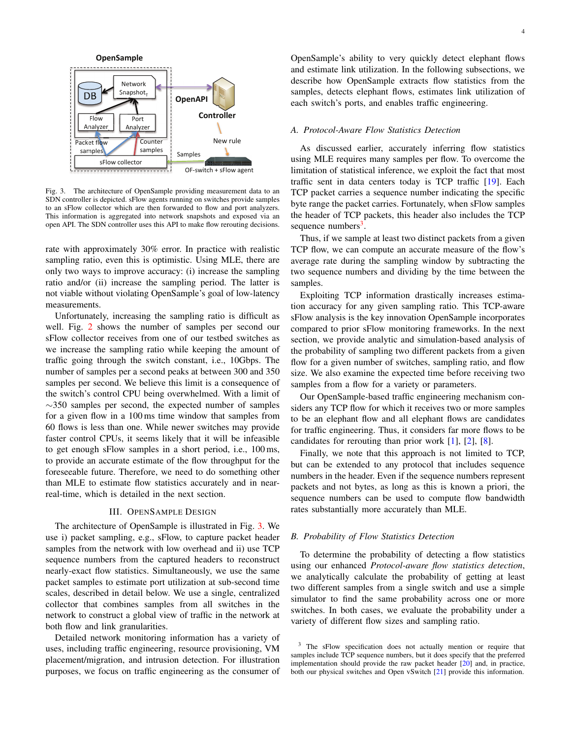OpenSample

DB

Network Snapshot$_T$

Flow Analyzer

Port Analyzer

Packet flow samples

Counter samples

sFlow collector

OpenAPI

Controller

New rule

Samples

OF-switch + sFlow agent

Fig. 3. The architecture of OpenSample providing measurement data to an SDN controller is depicted. sFlow agents running on switches provide samples to an sFlow collector which are then forwarded to flow and port analyzers. This information is aggregated into network snapshots and exposed via an open API. The SDN controller uses this API to make flow rerouting decisions.

rate with approximately 30% error. In practice with realistic sampling ratio, even this is optimistic. Using MLE, there are only two ways to improve accuracy: (i) increase the sampling ratio and/or (ii) increase the sampling period. The latter is not viable without violating OpenSample's goal of low-latency measurements.

Unfortunately, increasing the sampling ratio is difficult as well. Fig. 2 shows the number of samples per second our sFlow collector receives from one of our testbed switches as we increase the sampling ratio while keeping the amount of traffic going through the switch constant, i.e., 10Gbps. The number of samples per a second peaks at between 300 and 350 samples per second. We believe this limit is a consequence of the switch's control CPU being overwhelmed. With a limit of ∼350 samples per second, the expected number of samples for a given flow in a 100 ms time window that samples from 60 flows is less than one. While newer switches may provide faster control CPUs, it seems likely that it will be infeasible to get enough sFlow samples in a short period, i.e., 100 ms, to provide an accurate estimate of the flow throughput for the foreseeable future. Therefore, we need to do something other than MLE to estimate flow statistics accurately and in near-real-time, which is detailed in the next section.

## III. OpenSample Design

The architecture of OpenSample is illustrated in Fig. 3. We use i) packet sampling, e.g., sFlow, to capture packet header samples from the network with low overhead and ii) use TCP sequence numbers from the captured headers to reconstruct nearly-exact flow statistics. Simultaneously, we use the same packet samples to estimate port utilization at sub-second time scales, described in detail below. We use a single, centralized collector that combines samples from all switches in the network to construct a global view of traffic in the network at both flow and link granularities.

Detailed network monitoring information has a variety of uses, including traffic engineering, resource provisioning, VM placement/migration, and intrusion detection. For illustration purposes, we focus on traffic engineering as the consumer of OpenSample's ability to very quickly detect elephant flows and estimate link utilization. In the following subsections, we describe how OpenSample extracts flow statistics from the samples, detects elephant flows, estimates link utilization of each switch's ports, and enables traffic engineering.

### A. Protocol-Aware Flow Statistics Detection

As discussed earlier, accurately inferring flow statistics using MLE requires many samples per flow. To overcome the limitation of statistical inference, we exploit the fact that most traffic sent in data centers today is TCP traffic [19]. Each TCP packet carries a sequence number indicating the specific byte range the packet carries. Fortunately, when sFlow samples the header of TCP packets, this header also includes the TCP sequence numbers[3].

Thus, if we sample at least two distinct packets from a given TCP flow, we can compute an accurate measure of the flow's average rate during the sampling window by subtracting the two sequence numbers and dividing by the time between the samples.

Exploiting TCP information drastically increases estimation accuracy for any given sampling ratio. This TCP-aware sFlow analysis is the key innovation OpenSample incorporates compared to prior sFlow monitoring frameworks. In the next section, we provide analytic and simulation-based analysis of the probability of sampling two different packets from a given flow for a given number of switches, sampling ratio, and flow size. We also examine the expected time before receiving two samples from a flow for a variety or parameters.

Our OpenSample-based traffic engineering mechanism considers any TCP flow for which it receives two or more samples to be an elephant flow and all elephant flows are candidates for traffic engineering. Thus, it considers far more flows to be candidates for rerouting than prior work [1], [2], [8].

Finally, we note that this approach is not limited to TCP, but can be extended to any protocol that includes sequence numbers in the header. Even if the sequence numbers represent packets and not bytes, as long as this is known a priori, the sequence numbers can be used to compute flow bandwidth rates substantially more accurately than MLE.

### B. Probability of Flow Statistics Detection

To determine the probability of detecting a flow statistics using our enhanced *Protocol-aware flow statistics detection*, we analytically calculate the probability of getting at least two different samples from a single switch and use a simple simulator to find the same probability across one or more switches. In both cases, we evaluate the probability under a variety of different flow sizes and sampling ratio.

[3] The sFlow specification does not actually mention or require that samples include TCP sequence numbers, but it does specify that the preferred implementation should provide the raw packet header [20] and, in practice, both our physical switches and Open vSwitch [21] provide this information.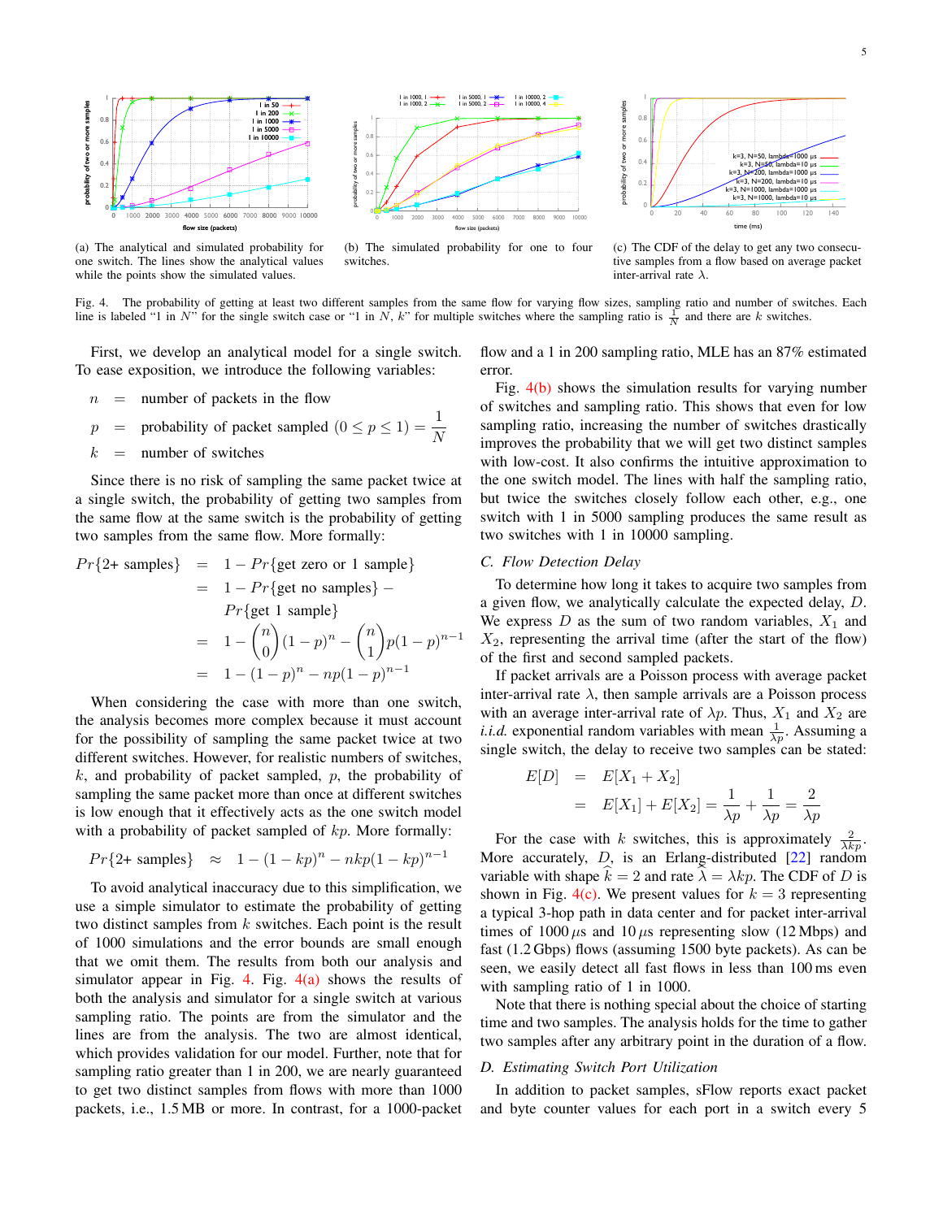(a) The analytical and simulated probability for one switch. The lines show the analytical values while the points show the simulated values.

(b) The simulated probability for one to four switches.

(c) The CDF of the delay to get any two consecutive samples from a flow based on average packet inter-arrival rate $\lambda$.

Fig. 4. The probability of getting at least two different samples from the same flow for varying flow sizes, sampling ratio and number of switches. Each line is labeled "1 in $N$" for the single switch case or "1 in $N$, $k$" for multiple switches where the sampling ratio is $\frac{1}{N}$ and there are $k$ switches.

First, we develop an analytical model for a single switch. To ease exposition, we introduce the following variables:

$$
\begin{aligned}
n &= \text{number of packets in the flow} \\
p &= \text{probability of packet sampled } (0 \le p \le 1) = \frac{1}{N} \\
k &= \text{number of switches}
\end{aligned}
$$

Since there is no risk of sampling the same packet twice at a single switch, the probability of getting two samples from the same flow at the same switch is the probability of getting two samples from the same flow. More formally:

$$
\begin{aligned}
Pr\{2\text{+ samples}\} &= 1 - Pr\{\text{get zero or 1 sample}\} \\
&= 1 - Pr\{\text{get no samples}\} - \\
&\quad\; Pr\{\text{get 1 sample}\} \\
&= 1 - \binom{n}{0}(1-p)^n - \binom{n}{1}p(1-p)^{n-1} \\
&= 1 - (1-p)^n - np(1-p)^{n-1}
\end{aligned}
$$

When considering the case with more than one switch, the analysis becomes more complex because it must account for the possibility of sampling the same packet twice at two different switches. However, for realistic numbers of switches, $k$, and probability of packet sampled, $p$, the probability of sampling the same packet more than once at different switches is low enough that it effectively acts as the one switch model with a probability of packet sampled of $kp$. More formally:

$$
Pr\{2\text{+ samples}\} \approx 1 - (1-kp)^n - nkp(1-kp)^{n-1}
$$

To avoid analytical inaccuracy due to this simplification, we use a simple simulator to estimate the probability of getting two distinct samples from $k$ switches. Each point is the result of 1000 simulations and the error bounds are small enough that we omit them. The results from both our analysis and simulator appear in Fig. 4. Fig. 4(a) shows the results of both the analysis and simulator for a single switch at various sampling ratio. The points are from the simulator and the lines are from the analysis. The two are almost identical, which provides validation for our model. Further, note that for sampling ratio greater than 1 in 200, we are nearly guaranteed to get two distinct samples from flows with more than 1000 packets, i.e., 1.5 MB or more. In contrast, for a 1000-packet flow and a 1 in 200 sampling ratio, MLE has an 87% estimated error.

Fig. 4(b) shows the simulation results for varying number of switches and sampling ratio. This shows that even for low sampling ratio, increasing the number of switches drastically improves the probability that we will get two distinct samples with low-cost. It also confirms the intuitive approximation to the one switch model. The lines with half the sampling ratio, but twice the switches closely follow each other, e.g., one switch with 1 in 5000 sampling produces the same result as two switches with 1 in 10000 sampling.

### C. Flow Detection Delay

To determine how long it takes to acquire two samples from a given flow, we analytically calculate the expected delay, $D$. We express $D$ as the sum of two random variables, $X_1$ and $X_2$, representing the arrival time (after the start of the flow) of the first and second sampled packets.

If packet arrivals are a Poisson process with average packet inter-arrival rate $\lambda$, then sample arrivals are a Poisson process with an average inter-arrival rate of $\lambda p$. Thus, $X_1$ and $X_2$ are *i.i.d.* exponential random variables with mean $\frac{1}{\lambda p}$. Assuming a single switch, the delay to receive two samples can be stated:

$$
\begin{aligned}
E[D] &= E[X_1 + X_2] \\
&= E[X_1] + E[X_2] = \frac{1}{\lambda p} + \frac{1}{\lambda p} = \frac{2}{\lambda p}
\end{aligned}
$$

For the case with $k$ switches, this is approximately $\frac{2}{\lambda k p}$. More accurately, $D$, is an Erlang-distributed [22] random variable with shape $\widehat{k} = 2$ and rate $\widehat{\lambda} = \lambda k p$. The CDF of $D$ is shown in Fig. 4(c). We present values for $k = 3$ representing a typical 3-hop path in data center and for packet inter-arrival times of 1000 $\mu$s and 10 $\mu$s representing slow (12 Mbps) and fast (1.2 Gbps) flows (assuming 1500 byte packets). As can be seen, we easily detect all fast flows in less than 100 ms even with sampling ratio of 1 in 1000.

Note that there is nothing special about the choice of starting time and two samples. The analysis holds for the time to gather two samples after any arbitrary point in the duration of a flow.

### D. Estimating Switch Port Utilization

In addition to packet samples, sFlow reports exact packet and byte counter values for each port in a switch every 5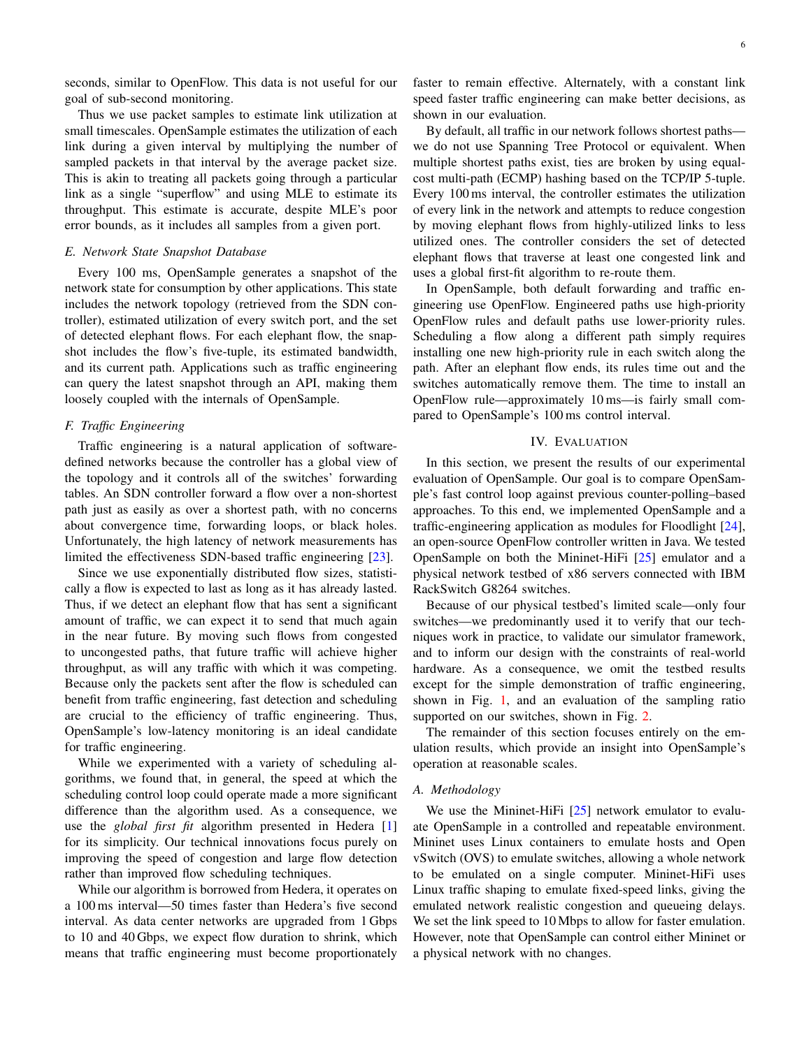seconds, similar to OpenFlow. This data is not useful for our goal of sub-second monitoring.

Thus we use packet samples to estimate link utilization at small timescales. OpenSample estimates the utilization of each link during a given interval by multiplying the number of sampled packets in that interval by the average packet size. This is akin to treating all packets going through a particular link as a single "superflow" and using MLE to estimate its throughput. This estimate is accurate, despite MLE's poor error bounds, as it includes all samples from a given port.

### *E. Network State Snapshot Database*

Every 100 ms, OpenSample generates a snapshot of the network state for consumption by other applications. This state includes the network topology (retrieved from the SDN controller), estimated utilization of every switch port, and the set of detected elephant flows. For each elephant flow, the snapshot includes the flow's five-tuple, its estimated bandwidth, and its current path. Applications such as traffic engineering can query the latest snapshot through an API, making them loosely coupled with the internals of OpenSample.

### *F. Traffic Engineering*

Traffic engineering is a natural application of software-defined networks because the controller has a global view of the topology and it controls all of the switches' forwarding tables. An SDN controller forward a flow over a non-shortest path just as easily as over a shortest path, with no concerns about convergence time, forwarding loops, or black holes. Unfortunately, the high latency of network measurements has limited the effectiveness SDN-based traffic engineering [23].

Since we use exponentially distributed flow sizes, statistically a flow is expected to last as long as it has already lasted. Thus, if we detect an elephant flow that has sent a significant amount of traffic, we can expect it to send that much again in the near future. By moving such flows from congested to uncongested paths, that future traffic will achieve higher throughput, as will any traffic with which it was competing. Because only the packets sent after the flow is scheduled can benefit from traffic engineering, fast detection and scheduling are crucial to the efficiency of traffic engineering. Thus, OpenSample's low-latency monitoring is an ideal candidate for traffic engineering.

While we experimented with a variety of scheduling algorithms, we found that, in general, the speed at which the scheduling control loop could operate made a more significant difference than the algorithm used. As a consequence, we use the *global first fit* algorithm presented in Hedera [1] for its simplicity. Our technical innovations focus purely on improving the speed of congestion and large flow detection rather than improved flow scheduling techniques.

While our algorithm is borrowed from Hedera, it operates on a 100 ms interval—50 times faster than Hedera's five second interval. As data center networks are upgraded from 1 Gbps to 10 and 40 Gbps, we expect flow duration to shrink, which means that traffic engineering must become proportionately faster to remain effective. Alternately, with a constant link speed faster traffic engineering can make better decisions, as shown in our evaluation.

By default, all traffic in our network follows shortest paths—we do not use Spanning Tree Protocol or equivalent. When multiple shortest paths exist, ties are broken by using equal-cost multi-path (ECMP) hashing based on the TCP/IP 5-tuple. Every 100 ms interval, the controller estimates the utilization of every link in the network and attempts to reduce congestion by moving elephant flows from highly-utilized links to less utilized ones. The controller considers the set of detected elephant flows that traverse at least one congested link and uses a global first-fit algorithm to re-route them.

In OpenSample, both default forwarding and traffic engineering use OpenFlow. Engineered paths use high-priority OpenFlow rules and default paths use lower-priority rules. Scheduling a flow along a different path simply requires installing one new high-priority rule in each switch along the path. After an elephant flow ends, its rules time out and the switches automatically remove them. The time to install an OpenFlow rule—approximately 10 ms—is fairly small compared to OpenSample's 100 ms control interval.

## IV. Evaluation

In this section, we present the results of our experimental evaluation of OpenSample. Our goal is to compare OpenSample's fast control loop against previous counter-polling–based approaches. To this end, we implemented OpenSample and a traffic-engineering application as modules for Floodlight [24], an open-source OpenFlow controller written in Java. We tested OpenSample on both the Mininet-HiFi [25] emulator and a physical network testbed of x86 servers connected with IBM RackSwitch G8264 switches.

Because of our physical testbed's limited scale—only four switches—we predominantly used it to verify that our techniques work in practice, to validate our simulator framework, and to inform our design with the constraints of real-world hardware. As a consequence, we omit the testbed results except for the simple demonstration of traffic engineering, shown in Fig. 1, and an evaluation of the sampling ratio supported on our switches, shown in Fig. 2.

The remainder of this section focuses entirely on the emulation results, which provide an insight into OpenSample's operation at reasonable scales.

### *A. Methodology*

We use the Mininet-HiFi [25] network emulator to evaluate OpenSample in a controlled and repeatable environment. Mininet uses Linux containers to emulate hosts and Open vSwitch (OVS) to emulate switches, allowing a whole network to be emulated on a single computer. Mininet-HiFi uses Linux traffic shaping to emulate fixed-speed links, giving the emulated network realistic congestion and queueing delays. We set the link speed to 10 Mbps to allow for faster emulation. However, note that OpenSample can control either Mininet or a physical network with no changes.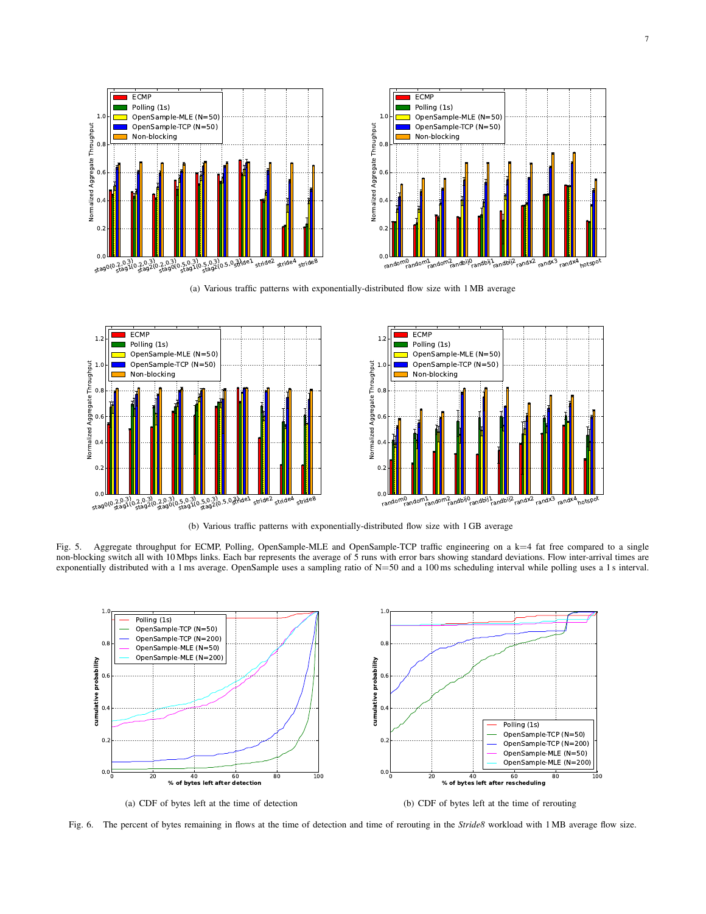(a) Various traffic patterns with exponentially-distributed flow size with 1 MB average

(b) Various traffic patterns with exponentially-distributed flow size with 1 GB average

Fig. 5. Aggregate throughput for ECMP, Polling, OpenSample-MLE and OpenSample-TCP traffic engineering on a k=4 fat free compared to a single non-blocking switch all with 10 Mbps links. Each bar represents the average of 5 runs with error bars showing standard deviations. Flow inter-arrival times are exponentially distributed with a 1 ms average. OpenSample uses a sampling ratio of N=50 and a 100 ms scheduling interval while polling uses a 1 s interval.

(a) CDF of bytes left at the time of detection

(b) CDF of bytes left at the time of rerouting

Fig. 6. The percent of bytes remaining in flows at the time of detection and time of rerouting in the *Stride8* workload with 1 MB average flow size.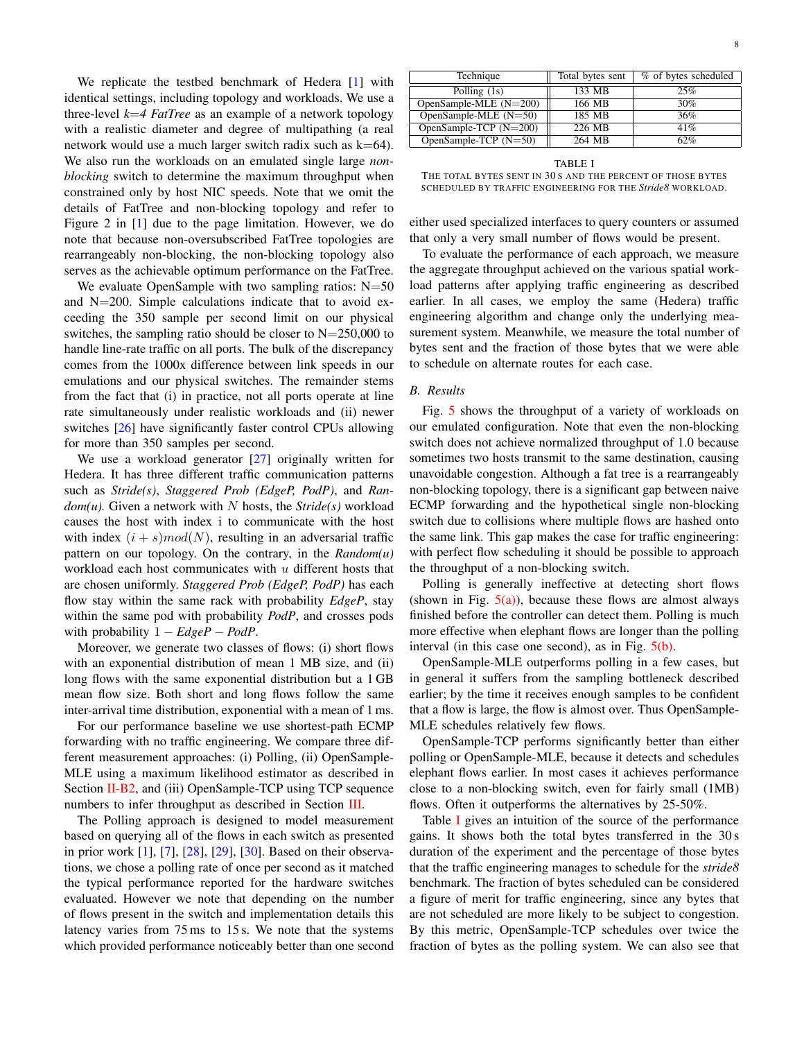We replicate the testbed benchmark of Hedera [1] with identical settings, including topology and workloads. We use a three-level $k$=4 *FatTree* as an example of a network topology with a realistic diameter and degree of multipathing (a real network would use a much larger switch radix such as k=64). We also run the workloads on an emulated single large *non-blocking* switch to determine the maximum throughput when constrained only by host NIC speeds. Note that we omit the details of FatTree and non-blocking topology and refer to Figure 2 in [1] due to the page limitation. However, we do note that because non-oversubscribed FatTree topologies are rearrangeably non-blocking, the non-blocking topology also serves as the achievable optimum performance on the FatTree.

We evaluate OpenSample with two sampling ratios: N=50 and N=200. Simple calculations indicate that to avoid exceeding the 350 sample per second limit on our physical switches, the sampling ratio should be closer to N=250,000 to handle line-rate traffic on all ports. The bulk of the discrepancy comes from the 1000x difference between link speeds in our emulations and our physical switches. The remainder stems from the fact that (i) in practice, not all ports operate at line rate simultaneously under realistic workloads and (ii) newer switches [26] have significantly faster control CPUs allowing for more than 350 samples per second.

We use a workload generator [27] originally written for Hedera. It has three different traffic communication patterns such as *Stride(s)*, *Staggered Prob (EdgeP, PodP)*, and *Random(u)*. Given a network with $N$ hosts, the *Stride(s)* workload causes the host with index i to communicate with the host with index $(i + s) mod(N)$, resulting in an adversarial traffic pattern on our topology. On the contrary, in the *Random(u)* workload each host communicates with $u$ different hosts that are chosen uniformly. *Staggered Prob (EdgeP, PodP)* has each flow stay within the same rack with probability *EdgeP*, stay within the same pod with probability *PodP*, and crosses pods with probability $1 - \textit{EdgeP} - \textit{PodP}$.

Moreover, we generate two classes of flows: (i) short flows with an exponential distribution of mean 1 MB size, and (ii) long flows with the same exponential distribution but a 1 GB mean flow size. Both short and long flows follow the same inter-arrival time distribution, exponential with a mean of 1 ms.

For our performance baseline we use shortest-path ECMP forwarding with no traffic engineering. We compare three different measurement approaches: (i) Polling, (ii) OpenSample-MLE using a maximum likelihood estimator as described in Section II-B2, and (iii) OpenSample-TCP using TCP sequence numbers to infer throughput as described in Section III.

The Polling approach is designed to model measurement based on querying all of the flows in each switch as presented in prior work [1], [7], [28], [29], [30]. Based on their observations, we chose a polling rate of once per second as it matched the typical performance reported for the hardware switches evaluated. However we note that depending on the number of flows present in the switch and implementation details this latency varies from 75 ms to 15 s. We note that the systems which provided performance noticeably better than one second either used specialized interfaces to query counters or assumed that only a very small number of flows would be present.

| Technique | Total bytes sent | % of bytes scheduled |
|---|---|---|
| Polling (1s) | 133 MB | 25% |
| OpenSample-MLE (N=200) | 166 MB | 30% |
| OpenSample-MLE (N=50) | 185 MB | 36% |
| OpenSample-TCP (N=200) | 226 MB | 41% |
| OpenSample-TCP (N=50) | 264 MB | 62% |

TABLE I
THE TOTAL BYTES SENT IN 30 S AND THE PERCENT OF THOSE BYTES SCHEDULED BY TRAFFIC ENGINEERING FOR THE *Stride8* WORKLOAD.

To evaluate the performance of each approach, we measure the aggregate throughput achieved on the various spatial workload patterns after applying traffic engineering as described earlier. In all cases, we employ the same (Hedera) traffic engineering algorithm and change only the underlying measurement system. Meanwhile, we measure the total number of bytes sent and the fraction of those bytes that we were able to schedule on alternate routes for each case.

## B. Results

Fig. 5 shows the throughput of a variety of workloads on our emulated configuration. Note that even the non-blocking switch does not achieve normalized throughput of 1.0 because sometimes two hosts transmit to the same destination, causing unavoidable congestion. Although a fat tree is a rearrangeably non-blocking topology, there is a significant gap between naive ECMP forwarding and the hypothetical single non-blocking switch due to collisions where multiple flows are hashed onto the same link. This gap makes the case for traffic engineering: with perfect flow scheduling it should be possible to approach the throughput of a non-blocking switch.

Polling is generally ineffective at detecting short flows (shown in Fig. 5(a)), because these flows are almost always finished before the controller can detect them. Polling is much more effective when elephant flows are longer than the polling interval (in this case one second), as in Fig. 5(b).

OpenSample-MLE outperforms polling in a few cases, but in general it suffers from the sampling bottleneck described earlier; by the time it receives enough samples to be confident that a flow is large, the flow is almost over. Thus OpenSample-MLE schedules relatively few flows.

OpenSample-TCP performs significantly better than either polling or OpenSample-MLE, because it detects and schedules elephant flows earlier. In most cases it achieves performance close to a non-blocking switch, even for fairly small (1MB) flows. Often it outperforms the alternatives by 25-50%.

Table I gives an intuition of the source of the performance gains. It shows both the total bytes transferred in the 30 s duration of the experiment and the percentage of those bytes that the traffic engineering manages to schedule for the *stride8* benchmark. The fraction of bytes scheduled can be considered a figure of merit for traffic engineering, since any bytes that are not scheduled are more likely to be subject to congestion. By this metric, OpenSample-TCP schedules over twice the fraction of bytes as the polling system. We can also see that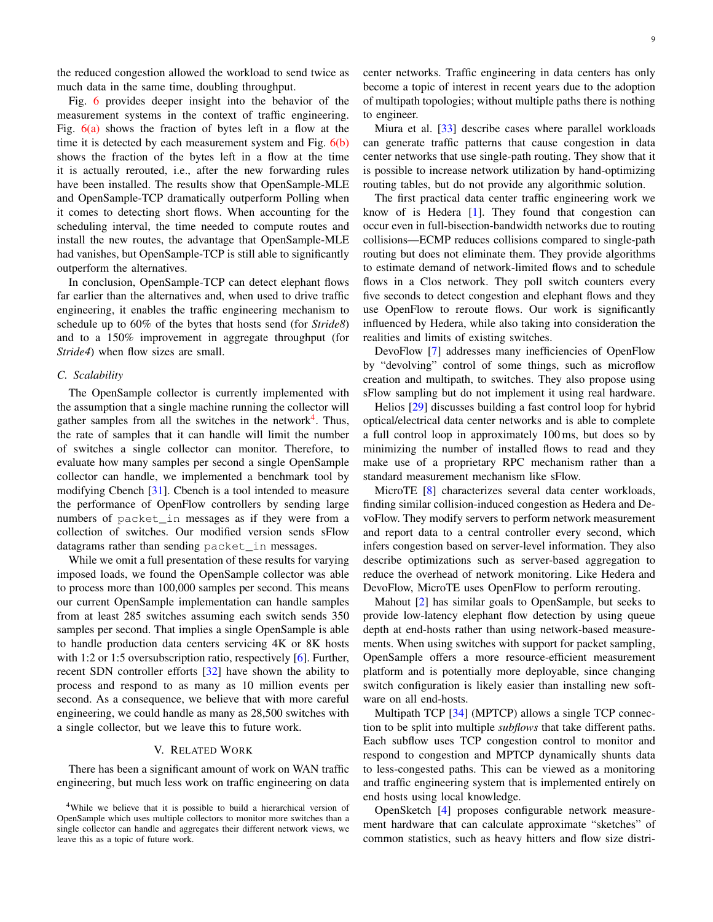the reduced congestion allowed the workload to send twice as much data in the same time, doubling throughput.

Fig. 6 provides deeper insight into the behavior of the measurement systems in the context of traffic engineering. Fig. 6(a) shows the fraction of bytes left in a flow at the time it is detected by each measurement system and Fig. 6(b) shows the fraction of the bytes left in a flow at the time it is actually rerouted, i.e., after the new forwarding rules have been installed. The results show that OpenSample-MLE and OpenSample-TCP dramatically outperform Polling when it comes to detecting short flows. When accounting for the scheduling interval, the time needed to compute routes and install the new routes, the advantage that OpenSample-MLE had vanishes, but OpenSample-TCP is still able to significantly outperform the alternatives.

In conclusion, OpenSample-TCP can detect elephant flows far earlier than the alternatives and, when used to drive traffic engineering, it enables the traffic engineering mechanism to schedule up to 60% of the bytes that hosts send (for *Stride8*) and to a 150% improvement in aggregate throughput (for *Stride4*) when flow sizes are small.

### C. Scalability

The OpenSample collector is currently implemented with the assumption that a single machine running the collector will gather samples from all the switches in the network[4]. Thus, the rate of samples that it can handle will limit the number of switches a single collector can monitor. Therefore, to evaluate how many samples per second a single OpenSample collector can handle, we implemented a benchmark tool by modifying Cbench [31]. Cbench is a tool intended to measure the performance of OpenFlow controllers by sending large numbers of `packet_in` messages as if they were from a collection of switches. Our modified version sends sFlow datagrams rather than sending `packet_in` messages.

While we omit a full presentation of these results for varying imposed loads, we found the OpenSample collector was able to process more than 100,000 samples per second. This means our current OpenSample implementation can handle samples from at least 285 switches assuming each switch sends 350 samples per second. That implies a single OpenSample is able to handle production data centers servicing 4K or 8K hosts with 1:2 or 1:5 oversubscription ratio, respectively [6]. Further, recent SDN controller efforts [32] have shown the ability to process and respond to as many as 10 million events per second. As a consequence, we believe that with more careful engineering, we could handle as many as 28,500 switches with a single collector, but we leave this to future work.

## V. Related Work

There has been a significant amount of work on WAN traffic engineering, but much less work on traffic engineering on data center networks. Traffic engineering in data centers has only become a topic of interest in recent years due to the adoption of multipath topologies; without multiple paths there is nothing to engineer.

Miura et al. [33] describe cases where parallel workloads can generate traffic patterns that cause congestion in data center networks that use single-path routing. They show that it is possible to increase network utilization by hand-optimizing routing tables, but do not provide any algorithmic solution.

The first practical data center traffic engineering work we know of is Hedera [1]. They found that congestion can occur even in full-bisection-bandwidth networks due to routing collisions—ECMP reduces collisions compared to single-path routing but does not eliminate them. They provide algorithms to estimate demand of network-limited flows and to schedule flows in a Clos network. They poll switch counters every five seconds to detect congestion and elephant flows and they use OpenFlow to reroute flows. Our work is significantly influenced by Hedera, while also taking into consideration the realities and limits of existing switches.

DevoFlow [7] addresses many inefficiencies of OpenFlow by "devolving" control of some things, such as microflow creation and multipath, to switches. They also propose using sFlow sampling but do not implement it using real hardware.

Helios [29] discusses building a fast control loop for hybrid optical/electrical data center networks and is able to complete a full control loop in approximately 100 ms, but does so by minimizing the number of installed flows to read and they make use of a proprietary RPC mechanism rather than a standard measurement mechanism like sFlow.

MicroTE [8] characterizes several data center workloads, finding similar collision-induced congestion as Hedera and DevoFlow. They modify servers to perform network measurement and report data to a central controller every second, which infers congestion based on server-level information. They also describe optimizations such as server-based aggregation to reduce the overhead of network monitoring. Like Hedera and DevoFlow, MicroTE uses OpenFlow to perform rerouting.

Mahout [2] has similar goals to OpenSample, but seeks to provide low-latency elephant flow detection by using queue depth at end-hosts rather than using network-based measurements. When using switches with support for packet sampling, OpenSample offers a more resource-efficient measurement platform and is potentially more deployable, since changing switch configuration is likely easier than installing new software on all end-hosts.

Multipath TCP [34] (MPTCP) allows a single TCP connection to be split into multiple *subflows* that take different paths. Each subflow uses TCP congestion control to monitor and respond to congestion and MPTCP dynamically shunts data to less-congested paths. This can be viewed as a monitoring and traffic engineering system that is implemented entirely on end hosts using local knowledge.

OpenSketch [4] proposes configurable network measurement hardware that can calculate approximate "sketches" of common statistics, such as heavy hitters and flow size distri-

[4]While we believe that it is possible to build a hierarchical version of OpenSample which uses multiple collectors to monitor more switches than a single collector can handle and aggregates their different network views, we leave this as a topic of future work.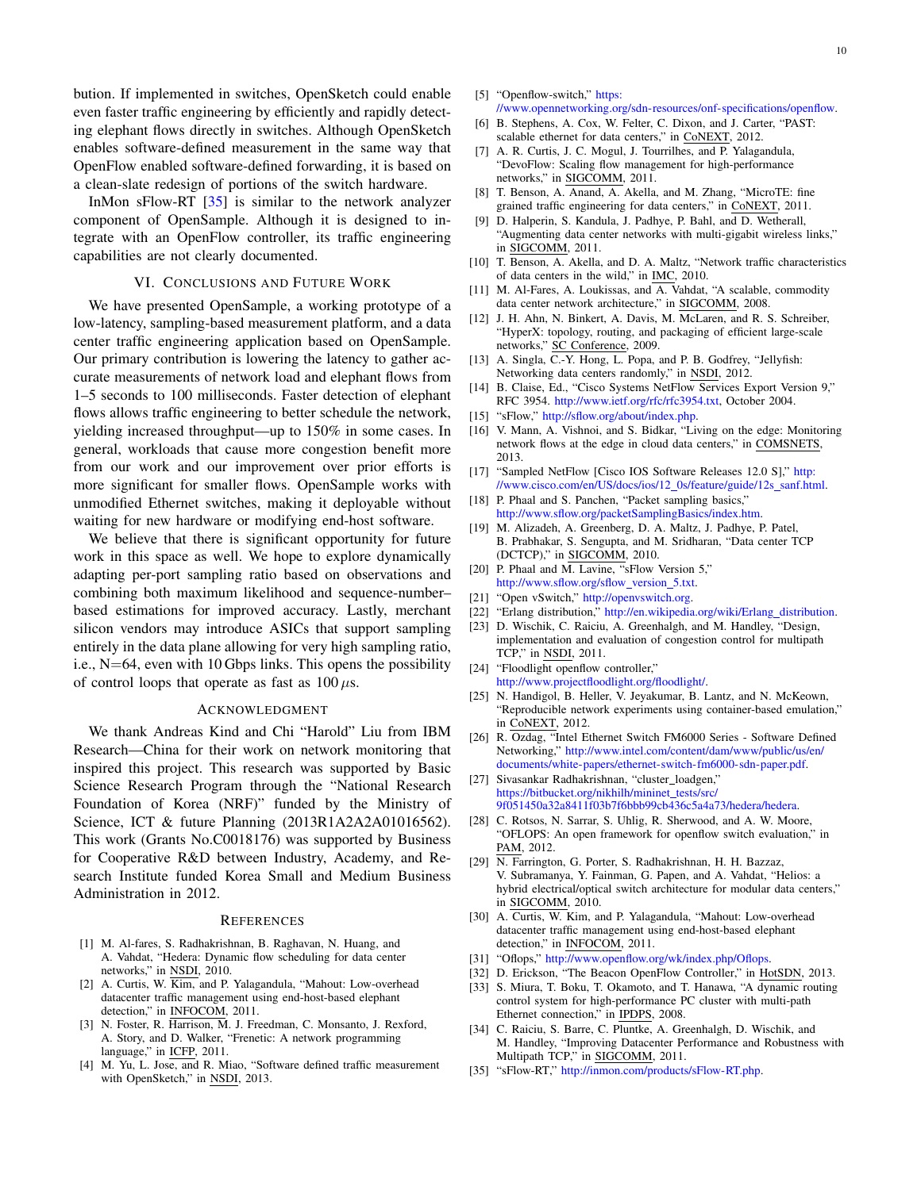bution. If implemented in switches, OpenSketch could enable even faster traffic engineering by efficiently and rapidly detecting elephant flows directly in switches. Although OpenSketch enables software-defined measurement in the same way that OpenFlow enabled software-defined forwarding, it is based on a clean-slate redesign of portions of the switch hardware.

InMon sFlow-RT [35] is similar to the network analyzer component of OpenSample. Although it is designed to integrate with an OpenFlow controller, its traffic engineering capabilities are not clearly documented.

## VI. Conclusions and Future Work

We have presented OpenSample, a working prototype of a low-latency, sampling-based measurement platform, and a data center traffic engineering application based on OpenSample. Our primary contribution is lowering the latency to gather accurate measurements of network load and elephant flows from 1–5 seconds to 100 milliseconds. Faster detection of elephant flows allows traffic engineering to better schedule the network, yielding increased throughput—up to 150% in some cases. In general, workloads that cause more congestion benefit more from our work and our improvement over prior efforts is more significant for smaller flows. OpenSample works with unmodified Ethernet switches, making it deployable without waiting for new hardware or modifying end-host software.

We believe that there is significant opportunity for future work in this space as well. We hope to explore dynamically adapting per-port sampling ratio based on observations and combining both maximum likelihood and sequence-number–based estimations for improved accuracy. Lastly, merchant silicon vendors may introduce ASICs that support sampling entirely in the data plane allowing for very high sampling ratio, i.e., N=64, even with 10 Gbps links. This opens the possibility of control loops that operate as fast as 100 $\mu$s.

## Acknowledgment

We thank Andreas Kind and Chi "Harold" Liu from IBM Research—China for their work on network monitoring that inspired this project. This research was supported by Basic Science Research Program through the "National Research Foundation of Korea (NRF)" funded by the Ministry of Science, ICT & future Planning (2013R1A2A2A01016562). This work (Grants No.C0018176) was supported by Business for Cooperative R&D between Industry, Academy, and Research Institute funded Korea Small and Medium Business Administration in 2012.

## References

[1] M. Al-fares, S. Radhakrishnan, B. Raghavan, N. Huang, and A. Vahdat, "Hedera: Dynamic flow scheduling for data center networks," in NSDI, 2010.

[2] A. Curtis, W. Kim, and P. Yalagandula, "Mahout: Low-overhead datacenter traffic management using end-host-based elephant detection," in INFOCOM, 2011.

[3] N. Foster, R. Harrison, M. J. Freedman, C. Monsanto, J. Rexford, A. Story, and D. Walker, "Frenetic: A network programming language," in ICFP, 2011.

[4] M. Yu, L. Jose, and R. Miao, "Software defined traffic measurement with OpenSketch," in NSDI, 2013.

[5] "Openflow-switch," https://www.opennetworking.org/sdn-resources/onf-specifications/openflow.

[6] B. Stephens, A. Cox, W. Felter, C. Dixon, and J. Carter, "PAST: scalable ethernet for data centers," in CoNEXT, 2012.

[7] A. R. Curtis, J. C. Mogul, J. Tourrilhes, and P. Yalagandula, "DevoFlow: Scaling flow management for high-performance networks," in SIGCOMM, 2011.

[8] T. Benson, A. Anand, A. Akella, and M. Zhang, "MicroTE: fine grained traffic engineering for data centers," in CoNEXT, 2011.

[9] D. Halperin, S. Kandula, J. Padhye, P. Bahl, and D. Wetherall, "Augmenting data center networks with multi-gigabit wireless links," in SIGCOMM, 2011.

[10] T. Benson, A. Akella, and D. A. Maltz, "Network traffic characteristics of data centers in the wild," in IMC, 2010.

[11] M. Al-Fares, A. Loukissas, and A. Vahdat, "A scalable, commodity data center network architecture," in SIGCOMM, 2008.

[12] J. H. Ahn, N. Binkert, A. Davis, M. McLaren, and R. S. Schreiber, "HyperX: topology, routing, and packaging of efficient large-scale networks," SC Conference, 2009.

[13] A. Singla, C.-Y. Hong, L. Popa, and P. B. Godfrey, "Jellyfish: Networking data centers randomly," in NSDI, 2012.

[14] B. Claise, Ed., "Cisco Systems NetFlow Services Export Version 9," RFC 3954. http://www.ietf.org/rfc/rfc3954.txt, October 2004.

[15] "sFlow," http://sflow.org/about/index.php.

[16] V. Mann, A. Vishnoi, and S. Bidkar, "Living on the edge: Monitoring network flows at the edge in cloud data centers," in COMSNETS, 2013.

[17] "Sampled NetFlow [Cisco IOS Software Releases 12.0 S]," http://www.cisco.com/en/US/docs/ios/12_0s/feature/guide/12s_sanf.html.

[18] P. Phaal and S. Panchen, "Packet sampling basics," http://www.sflow.org/packetSamplingBasics/index.htm.

[19] M. Alizadeh, A. Greenberg, D. A. Maltz, J. Padhye, P. Patel, B. Prabhakar, S. Sengupta, and M. Sridharan, "Data center TCP (DCTCP)," in SIGCOMM, 2010.

[20] P. Phaal and M. Lavine, "sFlow Version 5," http://www.sflow.org/sflow_version_5.txt.

[21] "Open vSwitch," http://openvswitch.org.

[22] "Erlang distribution," http://en.wikipedia.org/wiki/Erlang_distribution.

[23] D. Wischik, C. Raiciu, A. Greenhalgh, and M. Handley, "Design, implementation and evaluation of congestion control for multipath TCP," in NSDI, 2011.

[24] "Floodlight openflow controller," http://www.projectfloodlight.org/floodlight/.

[25] N. Handigol, B. Heller, V. Jeyakumar, B. Lantz, and N. McKeown, "Reproducible network experiments using container-based emulation," in CoNEXT, 2012.

[26] R. Ozdag, "Intel Ethernet Switch FM6000 Series - Software Defined Networking," http://www.intel.com/content/dam/www/public/us/en/documents/white-papers/ethernet-switch-fm6000-sdn-paper.pdf.

[27] Sivasankar Radhakrishnan, "cluster_loadgen," https://bitbucket.org/nikhilh/mininet_tests/src/9f051450a32a8411f03b7f6bbb99cb436c5a4a73/hedera/hedera.

[28] C. Rotsos, N. Sarrar, S. Uhlig, R. Sherwood, and A. W. Moore, "OFLOPS: An open framework for openflow switch evaluation," in PAM, 2012.

[29] N. Farrington, G. Porter, S. Radhakrishnan, H. H. Bazzaz, V. Subramanya, Y. Fainman, G. Papen, and A. Vahdat, "Helios: a hybrid electrical/optical switch architecture for modular data centers," in SIGCOMM, 2010.

[30] A. Curtis, W. Kim, and P. Yalagandula, "Mahout: Low-overhead datacenter traffic management using end-host-based elephant detection," in INFOCOM, 2011.

[31] "Oflops," http://www.openflow.org/wk/index.php/Oflops.

[32] D. Erickson, "The Beacon OpenFlow Controller," in HotSDN, 2013.

[33] S. Miura, T. Boku, T. Okamoto, and T. Hanawa, "A dynamic routing control system for high-performance PC cluster with multi-path Ethernet connection," in IPDPS, 2008.

[34] C. Raiciu, S. Barre, C. Pluntke, A. Greenhalgh, D. Wischik, and M. Handley, "Improving Datacenter Performance and Robustness with Multipath TCP," in SIGCOMM, 2011.

[35] "sFlow-RT," http://inmon.com/products/sFlow-RT.php.